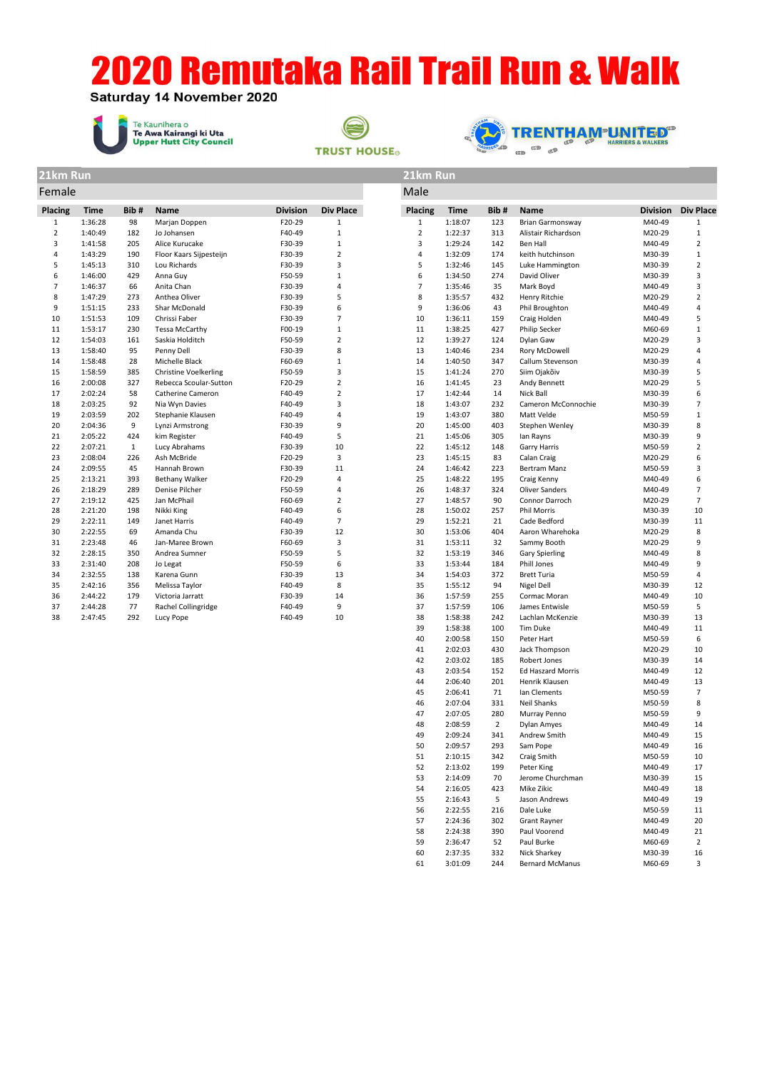# 2020 Remutaka Rail Trail Run & Walk

**Saturday 14 November 2020**

Te Kaunihera o Te Awa Kairangi ki Uta Upper Hutt City Council

TRUST HOUSE

TRENTHAM UNITED HARRIERS & WALKERS

## 21km Run

### Female

| Placing | Time | Bib # | Name | Division | Div Place |
|---|---|---|---|---|---|
| 1 | 1:36:28 | 98 | Marjan Doppen | F20-29 | 1 |
| 2 | 1:40:49 | 182 | Jo Johansen | F40-49 | 1 |
| 3 | 1:41:58 | 205 | Alice Kurucake | F30-39 | 1 |
| 4 | 1:43:29 | 190 | Floor Kaars Sijpesteijn | F30-39 | 2 |
| 5 | 1:45:13 | 310 | Lou Richards | F30-39 | 3 |
| 6 | 1:46:00 | 429 | Anna Guy | F50-59 | 1 |
| 7 | 1:46:37 | 66 | Anita Chan | F30-39 | 4 |
| 8 | 1:47:29 | 273 | Anthea Oliver | F30-39 | 5 |
| 9 | 1:51:15 | 233 | Shar McDonald | F30-39 | 6 |
| 10 | 1:51:53 | 109 | Chrissi Faber | F30-39 | 7 |
| 11 | 1:53:17 | 230 | Tessa McCarthy | F00-19 | 1 |
| 12 | 1:54:03 | 161 | Saskia Holditch | F50-59 | 2 |
| 13 | 1:58:40 | 95 | Penny Dell | F30-39 | 8 |
| 14 | 1:58:48 | 28 | Michelle Black | F60-69 | 1 |
| 15 | 1:58:59 | 385 | Christine Voelkerling | F50-59 | 3 |
| 16 | 2:00:08 | 327 | Rebecca Scoular-Sutton | F20-29 | 2 |
| 17 | 2:02:24 | 58 | Catherine Cameron | F40-49 | 2 |
| 18 | 2:03:25 | 92 | Nia Wyn Davies | F40-49 | 3 |
| 19 | 2:03:59 | 202 | Stephanie Klausen | F40-49 | 4 |
| 20 | 2:04:36 | 9 | Lynzi Armstrong | F30-39 | 9 |
| 21 | 2:05:22 | 424 | kim Register | F40-49 | 5 |
| 22 | 2:07:21 | 1 | Lucy Abrahams | F30-39 | 10 |
| 23 | 2:08:04 | 226 | Ash McBride | F20-29 | 3 |
| 24 | 2:09:55 | 45 | Hannah Brown | F30-39 | 11 |
| 25 | 2:13:21 | 393 | Bethany Walker | F20-29 | 4 |
| 26 | 2:18:29 | 289 | Denise Pilcher | F50-59 | 4 |
| 27 | 2:19:12 | 425 | Jan McPhail | F60-69 | 2 |
| 28 | 2:21:20 | 198 | Nikki King | F40-49 | 6 |
| 29 | 2:22:11 | 149 | Janet Harris | F40-49 | 7 |
| 30 | 2:22:55 | 69 | Amanda Chu | F30-39 | 12 |
| 31 | 2:23:48 | 46 | Jan-Maree Brown | F60-69 | 3 |
| 32 | 2:28:15 | 350 | Andrea Sumner | F50-59 | 5 |
| 33 | 2:31:40 | 208 | Jo Legat | F50-59 | 6 |
| 34 | 2:32:55 | 138 | Karena Gunn | F30-39 | 13 |
| 35 | 2:42:16 | 356 | Melissa Taylor | F40-49 | 8 |
| 36 | 2:44:22 | 179 | Victoria Jarratt | F30-39 | 14 |
| 37 | 2:44:28 | 77 | Rachel Collingridge | F40-49 | 9 |
| 38 | 2:47:45 | 292 | Lucy Pope | F40-49 | 10 |

## 21km Run

### Male

| Placing | Time | Bib # | Name | Division | Div Place |
|---|---|---|---|---|---|
| 1 | 1:18:07 | 123 | Brian Garmonsway | M40-49 | 1 |
| 2 | 1:22:37 | 313 | Alistair Richardson | M20-29 | 1 |
| 3 | 1:29:24 | 142 | Ben Hall | M40-49 | 2 |
| 4 | 1:32:09 | 174 | keith hutchinson | M30-39 | 1 |
| 5 | 1:32:46 | 145 | Luke Hammington | M30-39 | 2 |
| 6 | 1:34:50 | 274 | David Oliver | M30-39 | 3 |
| 7 | 1:35:46 | 35 | Mark Boyd | M40-49 | 3 |
| 8 | 1:35:57 | 432 | Henry Ritchie | M20-29 | 2 |
| 9 | 1:36:06 | 43 | Phil Broughton | M40-49 | 4 |
| 10 | 1:36:11 | 159 | Craig Holden | M40-49 | 5 |
| 11 | 1:38:25 | 427 | Philip Secker | M60-69 | 1 |
| 12 | 1:39:27 | 124 | Dylan Gaw | M20-29 | 3 |
| 13 | 1:40:46 | 234 | Rory McDowell | M20-29 | 4 |
| 14 | 1:40:50 | 347 | Callum Stevenson | M30-39 | 4 |
| 15 | 1:41:24 | 270 | Siim Ojakõiv | M30-39 | 5 |
| 16 | 1:41:45 | 23 | Andy Bennett | M20-29 | 5 |
| 17 | 1:42:44 | 14 | Nick Ball | M30-39 | 6 |
| 18 | 1:43:07 | 232 | Cameron McConnochie | M30-39 | 7 |
| 19 | 1:43:07 | 380 | Matt Velde | M50-59 | 1 |
| 20 | 1:45:00 | 403 | Stephen Wenley | M30-39 | 8 |
| 21 | 1:45:06 | 305 | Ian Rayns | M30-39 | 9 |
| 22 | 1:45:12 | 148 | Garry Harris | M50-59 | 2 |
| 23 | 1:45:15 | 83 | Calan Craig | M20-29 | 6 |
| 24 | 1:46:42 | 223 | Bertram Manz | M50-59 | 3 |
| 25 | 1:48:22 | 195 | Craig Kenny | M40-49 | 6 |
| 26 | 1:48:37 | 324 | Oliver Sanders | M40-49 | 7 |
| 27 | 1:48:57 | 90 | Connor Darroch | M20-29 | 7 |
| 28 | 1:50:02 | 257 | Phil Morris | M30-39 | 10 |
| 29 | 1:52:21 | 21 | Cade Bedford | M30-39 | 11 |
| 30 | 1:53:06 | 404 | Aaron Wharehoka | M20-29 | 8 |
| 31 | 1:53:11 | 32 | Sammy Booth | M20-29 | 9 |
| 32 | 1:53:19 | 346 | Gary Spierling | M40-49 | 8 |
| 33 | 1:53:44 | 184 | Phill Jones | M40-49 | 9 |
| 34 | 1:54:03 | 372 | Brett Turia | M50-59 | 4 |
| 35 | 1:55:12 | 94 | Nigel Dell | M30-39 | 12 |
| 36 | 1:57:59 | 255 | Cormac Moran | M40-49 | 10 |
| 37 | 1:57:59 | 106 | James Entwisle | M50-59 | 5 |
| 38 | 1:58:38 | 242 | Lachlan McKenzie | M30-39 | 13 |
| 39 | 1:58:38 | 100 | Tim Duke | M40-49 | 11 |
| 40 | 2:00:58 | 150 | Peter Hart | M50-59 | 6 |
| 41 | 2:02:03 | 430 | Jack Thompson | M20-29 | 10 |
| 42 | 2:03:02 | 185 | Robert Jones | M30-39 | 14 |
| 43 | 2:03:54 | 152 | Ed Hazard Morris | M40-49 | 12 |
| 44 | 2:06:40 | 201 | Henrik Klausen | M40-49 | 13 |
| 45 | 2:06:41 | 71 | Ian Clements | M50-59 | 7 |
| 46 | 2:07:04 | 331 | Neil Shanks | M50-59 | 8 |
| 47 | 2:07:05 | 280 | Murray Penno | M50-59 | 9 |
| 48 | 2:08:59 | 2 | Dylan Amyes | M40-49 | 14 |
| 49 | 2:09:24 | 341 | Andrew Smith | M40-49 | 15 |
| 50 | 2:09:57 | 293 | Sam Pope | M40-49 | 16 |
| 51 | 2:10:15 | 342 | Craig Smith | M50-59 | 10 |
| 52 | 2:13:02 | 199 | Peter King | M40-49 | 17 |
| 53 | 2:14:09 | 70 | Jerome Churchman | M30-39 | 15 |
| 54 | 2:16:05 | 423 | Mike Zikic | M40-49 | 18 |
| 55 | 2:16:43 | 5 | Jason Andrews | M40-49 | 19 |
| 56 | 2:22:55 | 216 | Dale Luke | M50-59 | 11 |
| 57 | 2:24:36 | 302 | Grant Rayner | M40-49 | 20 |
| 58 | 2:24:38 | 390 | Paul Voorend | M40-49 | 21 |
| 59 | 2:36:47 | 52 | Paul Burke | M60-69 | 2 |
| 60 | 2:37:35 | 332 | Nick Sharkey | M30-39 | 16 |
| 61 | 3:01:09 | 244 | Bernard McManus | M60-69 | 3 |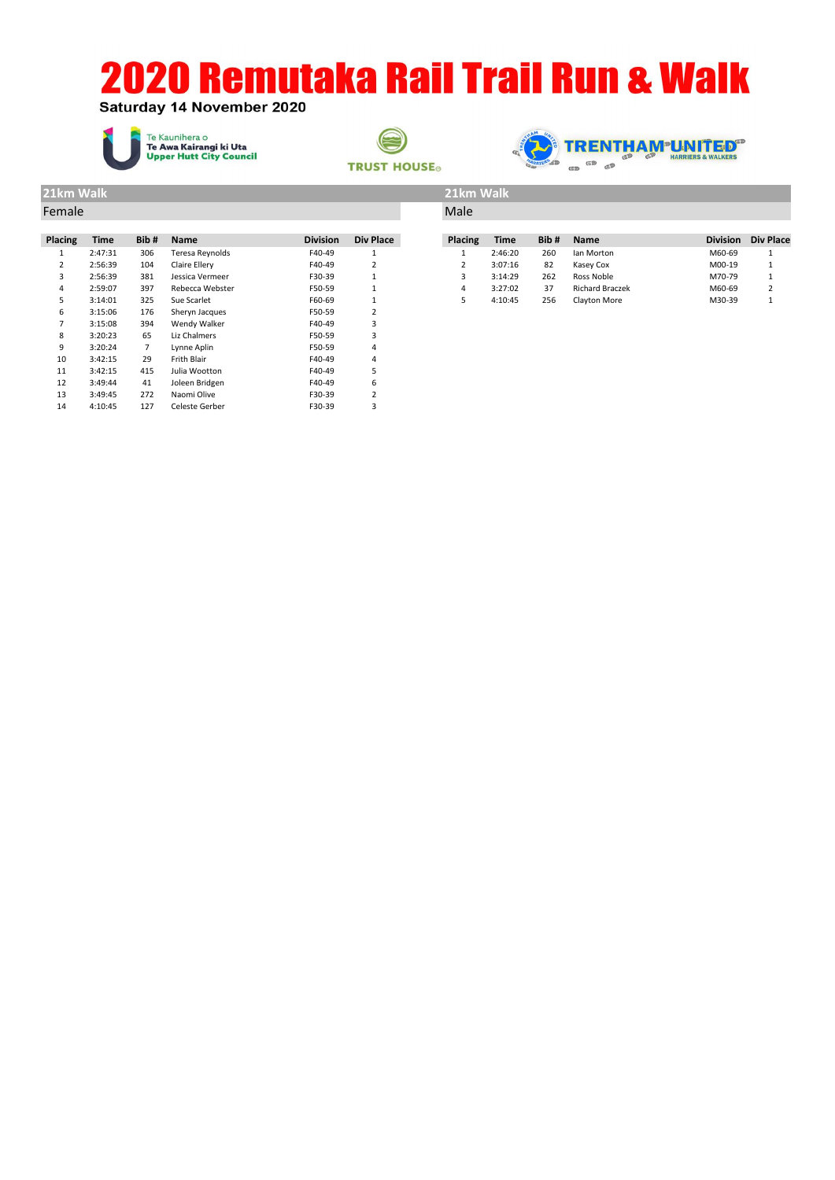# 2020 Remutaka Rail Trail Run & Walk

Saturday 14 November 2020

Te Kaunihera o Te Awa Kairangi ki Uta Upper Hutt City Council

TRUST HOUSE

TRENTHAM UNITED HARRIERS & WALKERS

## 21km Walk

### Female

| Placing | Time | Bib # | Name | Division | Div Place |
|---|---|---|---|---|---|
| 1 | 2:47:31 | 306 | Teresa Reynolds | F40-49 | 1 |
| 2 | 2:56:39 | 104 | Claire Ellery | F40-49 | 2 |
| 3 | 2:56:39 | 381 | Jessica Vermeer | F30-39 | 1 |
| 4 | 2:59:07 | 397 | Rebecca Webster | F50-59 | 1 |
| 5 | 3:14:01 | 325 | Sue Scarlet | F60-69 | 1 |
| 6 | 3:15:06 | 176 | Sheryn Jacques | F50-59 | 2 |
| 7 | 3:15:08 | 394 | Wendy Walker | F40-49 | 3 |
| 8 | 3:20:23 | 65 | Liz Chalmers | F50-59 | 3 |
| 9 | 3:20:24 | 7 | Lynne Aplin | F50-59 | 4 |
| 10 | 3:42:15 | 29 | Frith Blair | F40-49 | 4 |
| 11 | 3:42:15 | 415 | Julia Wootton | F40-49 | 5 |
| 12 | 3:49:44 | 41 | Joleen Bridgen | F40-49 | 6 |
| 13 | 3:49:45 | 272 | Naomi Olive | F30-39 | 2 |
| 14 | 4:10:45 | 127 | Celeste Gerber | F30-39 | 3 |

## 21km Walk

### Male

| Placing | Time | Bib # | Name | Division | Div Place |
|---|---|---|---|---|---|
| 1 | 2:46:20 | 260 | Ian Morton | M60-69 | 1 |
| 2 | 3:07:16 | 82 | Kasey Cox | M00-19 | 1 |
| 3 | 3:14:29 | 262 | Ross Noble | M70-79 | 1 |
| 4 | 3:27:02 | 37 | Richard Braczek | M60-69 | 2 |
| 5 | 4:10:45 | 256 | Clayton More | M30-39 | 1 |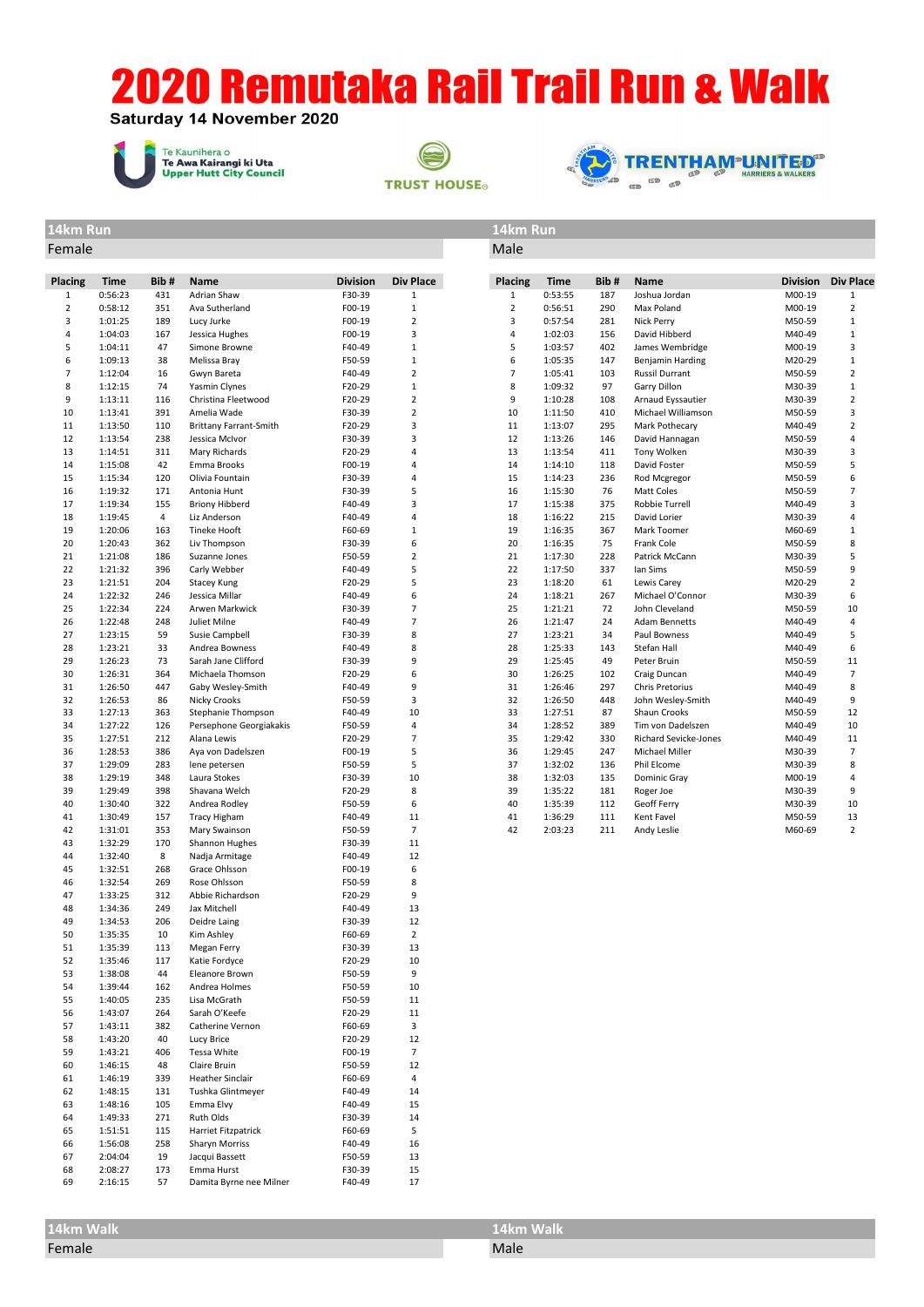# 2020 Remutaka Rail Trail Run & Walk

**Saturday 14 November 2020**

Te Kaunihera o Te Awa Kairangi ki Uta Upper Hutt City Council

TRUST HOUSE

TRENTHAM UNITED HARRIERS & WALKERS

## 14km Run

### Female

| Placing | Time | Bib # | Name | Division | Div Place |
|---|---|---|---|---|---|
| 1 | 0:56:23 | 431 | Adrian Shaw | F30-39 | 1 |
| 2 | 0:58:12 | 351 | Ava Sutherland | F00-19 | 1 |
| 3 | 1:01:25 | 189 | Lucy Jurke | F00-19 | 2 |
| 4 | 1:04:03 | 167 | Jessica Hughes | F00-19 | 3 |
| 5 | 1:04:11 | 47 | Simone Browne | F40-49 | 1 |
| 6 | 1:09:13 | 38 | Melissa Bray | F50-59 | 1 |
| 7 | 1:12:04 | 16 | Gwyn Bareta | F40-49 | 2 |
| 8 | 1:12:15 | 74 | Yasmin Clynes | F20-29 | 1 |
| 9 | 1:13:11 | 116 | Christina Fleetwood | F20-29 | 2 |
| 10 | 1:13:41 | 391 | Amelia Wade | F30-39 | 2 |
| 11 | 1:13:50 | 110 | Brittany Farrant-Smith | F20-29 | 3 |
| 12 | 1:13:54 | 238 | Jessica McIvor | F30-39 | 3 |
| 13 | 1:14:51 | 311 | Mary Richards | F20-29 | 4 |
| 14 | 1:15:08 | 42 | Emma Brooks | F00-19 | 4 |
| 15 | 1:15:34 | 120 | Olivia Fountain | F30-39 | 4 |
| 16 | 1:19:32 | 171 | Antonia Hunt | F30-39 | 5 |
| 17 | 1:19:34 | 155 | Briony Hibberd | F40-49 | 3 |
| 18 | 1:19:45 | 4 | Liz Anderson | F40-49 | 4 |
| 19 | 1:20:06 | 163 | Tineke Hooft | F60-69 | 1 |
| 20 | 1:20:43 | 362 | Liv Thompson | F30-39 | 6 |
| 21 | 1:21:08 | 186 | Suzanne Jones | F50-59 | 2 |
| 22 | 1:21:32 | 396 | Carly Webber | F40-49 | 5 |
| 23 | 1:21:51 | 204 | Stacey Kung | F20-29 | 5 |
| 24 | 1:22:32 | 246 | Jessica Millar | F40-49 | 6 |
| 25 | 1:22:34 | 224 | Arwen Markwick | F30-39 | 7 |
| 26 | 1:22:48 | 248 | Juliet Milne | F40-49 | 7 |
| 27 | 1:23:15 | 59 | Susie Campbell | F30-39 | 8 |
| 28 | 1:23:21 | 33 | Andrea Bowness | F40-49 | 8 |
| 29 | 1:26:23 | 73 | Sarah Jane Clifford | F30-39 | 9 |
| 30 | 1:26:31 | 364 | Michaela Thomson | F20-29 | 6 |
| 31 | 1:26:50 | 447 | Gaby Wesley-Smith | F40-49 | 9 |
| 32 | 1:26:53 | 86 | Nicky Crooks | F50-59 | 3 |
| 33 | 1:27:13 | 363 | Stephanie Thompson | F40-49 | 10 |
| 34 | 1:27:22 | 126 | Persephone Georgiakakis | F50-59 | 4 |
| 35 | 1:27:51 | 212 | Alana Lewis | F20-29 | 7 |
| 36 | 1:28:53 | 386 | Aya von Dadelszen | F00-19 | 5 |
| 37 | 1:29:09 | 283 | lene petersen | F50-59 | 5 |
| 38 | 1:29:19 | 348 | Laura Stokes | F30-39 | 10 |
| 39 | 1:29:49 | 398 | Shavana Welch | F20-29 | 8 |
| 40 | 1:30:40 | 322 | Andrea Rodley | F50-59 | 6 |
| 41 | 1:30:49 | 157 | Tracy Higham | F40-49 | 11 |
| 42 | 1:31:01 | 353 | Mary Swainson | F50-59 | 7 |
| 43 | 1:32:29 | 170 | Shannon Hughes | F30-39 | 11 |
| 44 | 1:32:40 | 8 | Nadja Armitage | F40-49 | 12 |
| 45 | 1:32:51 | 268 | Grace Ohlsson | F00-19 | 6 |
| 46 | 1:32:54 | 269 | Rose Ohlsson | F50-59 | 8 |
| 47 | 1:33:25 | 312 | Abbie Richardson | F20-29 | 9 |
| 48 | 1:34:36 | 249 | Jax Mitchell | F40-49 | 13 |
| 49 | 1:34:53 | 206 | Deidre Laing | F30-39 | 12 |
| 50 | 1:35:35 | 10 | Kim Ashley | F60-69 | 2 |
| 51 | 1:35:39 | 113 | Megan Ferry | F30-39 | 13 |
| 52 | 1:35:46 | 117 | Katie Fordyce | F20-29 | 10 |
| 53 | 1:38:08 | 44 | Eleanore Brown | F50-59 | 9 |
| 54 | 1:39:44 | 162 | Andrea Holmes | F50-59 | 10 |
| 55 | 1:40:05 | 235 | Lisa McGrath | F50-59 | 11 |
| 56 | 1:43:07 | 264 | Sarah O'Keefe | F20-29 | 11 |
| 57 | 1:43:11 | 382 | Catherine Vernon | F60-69 | 3 |
| 58 | 1:43:20 | 40 | Lucy Brice | F20-29 | 12 |
| 59 | 1:43:21 | 406 | Tessa White | F00-19 | 7 |
| 60 | 1:46:15 | 48 | Claire Bruin | F50-59 | 12 |
| 61 | 1:46:19 | 339 | Heather Sinclair | F60-69 | 4 |
| 62 | 1:48:15 | 131 | Tushka Glintmeyer | F40-49 | 14 |
| 63 | 1:48:16 | 105 | Emma Elvy | F40-49 | 15 |
| 64 | 1:49:33 | 271 | Ruth Olds | F30-39 | 14 |
| 65 | 1:51:51 | 115 | Harriet Fitzpatrick | F60-69 | 5 |
| 66 | 1:56:08 | 258 | Sharyn Morriss | F40-49 | 16 |
| 67 | 2:04:04 | 19 | Jacqui Bassett | F50-59 | 13 |
| 68 | 2:08:27 | 173 | Emma Hurst | F30-39 | 15 |
| 69 | 2:16:15 | 57 | Damita Byrne nee Milner | F40-49 | 17 |

## 14km Run

### Male

| Placing | Time | Bib # | Name | Division | Div Place |
|---|---|---|---|---|---|
| 1 | 0:53:55 | 187 | Joshua Jordan | M00-19 | 1 |
| 2 | 0:56:51 | 290 | Max Poland | M00-19 | 2 |
| 3 | 0:57:54 | 281 | Nick Perry | M50-59 | 1 |
| 4 | 1:02:03 | 156 | David Hibberd | M40-49 | 1 |
| 5 | 1:03:57 | 402 | James Wembridge | M00-19 | 3 |
| 6 | 1:05:35 | 147 | Benjamin Harding | M20-29 | 1 |
| 7 | 1:05:41 | 103 | Russil Durrant | M50-59 | 2 |
| 8 | 1:09:32 | 97 | Garry Dillon | M30-39 | 1 |
| 9 | 1:10:28 | 108 | Arnaud Eyssautier | M30-39 | 2 |
| 10 | 1:11:50 | 410 | Michael Williamson | M50-59 | 3 |
| 11 | 1:13:07 | 295 | Mark Pothecary | M40-49 | 2 |
| 12 | 1:13:26 | 146 | David Hannagan | M50-59 | 4 |
| 13 | 1:13:54 | 411 | Tony Wolken | M30-39 | 3 |
| 14 | 1:14:10 | 118 | David Foster | M50-59 | 5 |
| 15 | 1:14:23 | 236 | Rod Mcgregor | M50-59 | 6 |
| 16 | 1:15:30 | 76 | Matt Coles | M50-59 | 7 |
| 17 | 1:15:38 | 375 | Robbie Turrell | M40-49 | 3 |
| 18 | 1:16:22 | 215 | David Lorier | M30-39 | 4 |
| 19 | 1:16:35 | 367 | Mark Toomer | M60-69 | 1 |
| 20 | 1:16:35 | 75 | Frank Cole | M50-59 | 8 |
| 21 | 1:17:30 | 228 | Patrick McCann | M30-39 | 5 |
| 22 | 1:17:50 | 337 | Ian Sims | M50-59 | 9 |
| 23 | 1:18:20 | 61 | Lewis Carey | M20-29 | 2 |
| 24 | 1:18:21 | 267 | Michael O'Connor | M30-39 | 6 |
| 25 | 1:21:21 | 72 | John Cleveland | M50-59 | 10 |
| 26 | 1:21:47 | 24 | Adam Bennetts | M40-49 | 4 |
| 27 | 1:23:21 | 34 | Paul Bowness | M40-49 | 5 |
| 28 | 1:25:33 | 143 | Stefan Hall | M40-49 | 6 |
| 29 | 1:25:45 | 49 | Peter Bruin | M50-59 | 11 |
| 30 | 1:26:25 | 102 | Craig Duncan | M40-49 | 7 |
| 31 | 1:26:46 | 297 | Chris Pretorius | M40-49 | 8 |
| 32 | 1:26:50 | 448 | John Wesley-Smith | M40-49 | 9 |
| 33 | 1:27:51 | 87 | Shaun Crooks | M50-59 | 12 |
| 34 | 1:28:52 | 389 | Tim von Dadelszen | M40-49 | 10 |
| 35 | 1:29:42 | 330 | Richard Sevicke-Jones | M40-49 | 11 |
| 36 | 1:29:45 | 247 | Michael Miller | M30-39 | 7 |
| 37 | 1:30:18 | 136 | Phil Elcome | M30-39 | 8 |
| 38 | 1:32:03 | 135 | Dominic Gray | M00-19 | 4 |
| 39 | 1:35:22 | 181 | Roger Joe | M30-39 | 9 |
| 40 | 1:35:39 | 112 | Geoff Ferry | M30-39 | 10 |
| 41 | 1:36:29 | 111 | Kent Favel | M50-59 | 13 |
| 42 | 2:03:23 | 211 | Andy Leslie | M60-69 | 2 |

## 14km Walk

### Female

## 14km Walk

### Male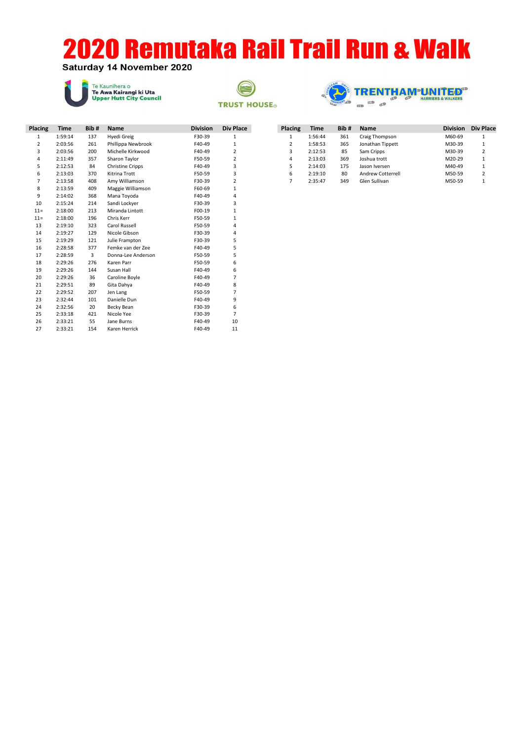# 2020 Remutaka Rail Trail Run & Walk

**Saturday 14 November 2020**

Te Kaunihera o Te Awa Kairangi ki Uta Upper Hutt City Council

TRUST HOUSE

TRENTHAM UNITED HARRIERS & WALKERS

| Placing | Time | Bib # | Name | Division | Div Place |
|---|---|---|---|---|---|
| 1 | 1:59:14 | 137 | Hyedi Greig | F30-39 | 1 |
| 2 | 2:03:56 | 261 | Phillippa Newbrook | F40-49 | 1 |
| 3 | 2:03:56 | 200 | Michelle Kirkwood | F40-49 | 2 |
| 4 | 2:11:49 | 357 | Sharon Taylor | F50-59 | 2 |
| 5 | 2:12:53 | 84 | Christine Cripps | F40-49 | 3 |
| 6 | 2:13:03 | 370 | Kitrina Trott | F50-59 | 3 |
| 7 | 2:13:58 | 408 | Amy Williamson | F30-39 | 2 |
| 8 | 2:13:59 | 409 | Maggie Williamson | F60-69 | 1 |
| 9 | 2:14:02 | 368 | Mana Toyoda | F40-49 | 4 |
| 10 | 2:15:24 | 214 | Sandi Lockyer | F30-39 | 3 |
| 11= | 2:18:00 | 213 | Miranda Lintott | F00-19 | 1 |
| 11= | 2:18:00 | 196 | Chris Kerr | F50-59 | 1 |
| 13 | 2:19:10 | 323 | Carol Russell | F50-59 | 4 |
| 14 | 2:19:27 | 129 | Nicole Gibson | F30-39 | 4 |
| 15 | 2:19:29 | 121 | Julie Frampton | F30-39 | 5 |
| 16 | 2:28:58 | 377 | Femke van der Zee | F40-49 | 5 |
| 17 | 2:28:59 | 3 | Donna-Lee Anderson | F50-59 | 5 |
| 18 | 2:29:26 | 276 | Karen Parr | F50-59 | 6 |
| 19 | 2:29:26 | 144 | Susan Hall | F40-49 | 6 |
| 20 | 2:29:26 | 36 | Caroline Boyle | F40-49 | 7 |
| 21 | 2:29:51 | 89 | Gita Dahya | F40-49 | 8 |
| 22 | 2:29:52 | 207 | Jen Lang | F50-59 | 7 |
| 23 | 2:32:44 | 101 | Danielle Dun | F40-49 | 9 |
| 24 | 2:32:56 | 20 | Becky Bean | F30-39 | 6 |
| 25 | 2:33:18 | 421 | Nicole Yee | F30-39 | 7 |
| 26 | 2:33:21 | 55 | Jane Burns | F40-49 | 10 |
| 27 | 2:33:21 | 154 | Karen Herrick | F40-49 | 11 |

| Placing | Time | Bib # | Name | Division | Div Place |
|---|---|---|---|---|---|
| 1 | 1:56:44 | 361 | Craig Thompson | M60-69 | 1 |
| 2 | 1:58:53 | 365 | Jonathan Tippett | M30-39 | 1 |
| 3 | 2:12:53 | 85 | Sam Cripps | M30-39 | 2 |
| 4 | 2:13:03 | 369 | Joshua trott | M20-29 | 1 |
| 5 | 2:14:03 | 175 | Jason Iversen | M40-49 | 1 |
| 6 | 2:19:10 | 80 | Andrew Cotterrell | M50-59 | 2 |
| 7 | 2:35:47 | 349 | Glen Sullivan | M50-59 | 1 |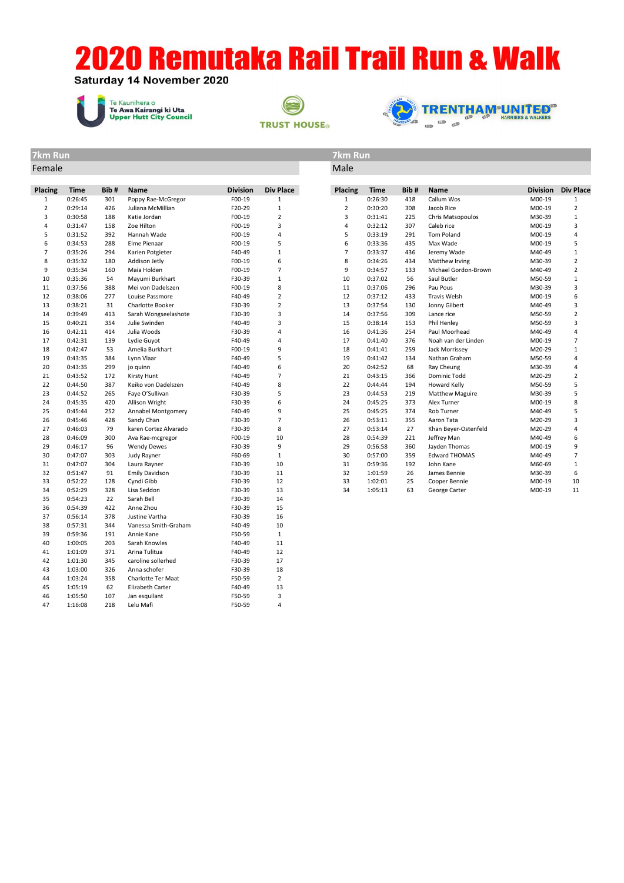# 2020 Remutaka Rail Trail Run & Walk

**Saturday 14 November 2020**

Te Kaunihera o Te Awa Kairangi ki Uta Upper Hutt City Council

TRUST HOUSE

TRENTHAM UNITED HARRIERS & WALKERS

## 7km Run

### Female

| Placing | Time | Bib # | Name | Division | Div Place |
|---|---|---|---|---|---|
| 1 | 0:26:45 | 301 | Poppy Rae-McGregor | F00-19 | 1 |
| 2 | 0:29:14 | 426 | Juliana McMillian | F20-29 | 1 |
| 3 | 0:30:58 | 188 | Katie Jordan | F00-19 | 2 |
| 4 | 0:31:47 | 158 | Zoe Hilton | F00-19 | 3 |
| 5 | 0:31:52 | 392 | Hannah Wade | F00-19 | 4 |
| 6 | 0:34:53 | 288 | Elme Pienaar | F00-19 | 5 |
| 7 | 0:35:26 | 294 | Karien Potgieter | F40-49 | 1 |
| 8 | 0:35:32 | 180 | Addison Jetly | F00-19 | 6 |
| 9 | 0:35:34 | 160 | Maia Holden | F00-19 | 7 |
| 10 | 0:35:36 | 54 | Mayumi Burkhart | F30-39 | 1 |
| 11 | 0:37:56 | 388 | Mei von Dadelszen | F00-19 | 8 |
| 12 | 0:38:06 | 277 | Louise Passmore | F40-49 | 2 |
| 13 | 0:38:21 | 31 | Charlotte Booker | F30-39 | 2 |
| 14 | 0:39:49 | 413 | Sarah Wongseelashote | F30-39 | 3 |
| 15 | 0:40:21 | 354 | Julie Swinden | F40-49 | 3 |
| 16 | 0:42:11 | 414 | Julia Woods | F30-39 | 4 |
| 17 | 0:42:31 | 139 | Lydie Guyot | F40-49 | 4 |
| 18 | 0:42:47 | 53 | Amelia Burkhart | F00-19 | 9 |
| 19 | 0:43:35 | 384 | Lynn Vlaar | F40-49 | 5 |
| 20 | 0:43:35 | 299 | jo quinn | F40-49 | 6 |
| 21 | 0:43:52 | 172 | Kirsty Hunt | F40-49 | 7 |
| 22 | 0:44:50 | 387 | Keiko von Dadelszen | F40-49 | 8 |
| 23 | 0:44:52 | 265 | Faye O'Sullivan | F30-39 | 5 |
| 24 | 0:45:35 | 420 | Allison Wright | F30-39 | 6 |
| 25 | 0:45:44 | 252 | Annabel Montgomery | F40-49 | 9 |
| 26 | 0:45:46 | 428 | Sandy Chan | F30-39 | 7 |
| 27 | 0:46:03 | 79 | karen Cortez Alvarado | F30-39 | 8 |
| 28 | 0:46:09 | 300 | Ava Rae-mcgregor | F00-19 | 10 |
| 29 | 0:46:17 | 96 | Wendy Dewes | F30-39 | 9 |
| 30 | 0:47:07 | 303 | Judy Rayner | F60-69 | 1 |
| 31 | 0:47:07 | 304 | Laura Rayner | F30-39 | 10 |
| 32 | 0:51:47 | 91 | Emily Davidson | F30-39 | 11 |
| 33 | 0:52:22 | 128 | Cyndi Gibb | F30-39 | 12 |
| 34 | 0:52:29 | 328 | Lisa Seddon | F30-39 | 13 |
| 35 | 0:54:23 | 22 | Sarah Bell | F30-39 | 14 |
| 36 | 0:54:39 | 422 | Anne Zhou | F30-39 | 15 |
| 37 | 0:56:14 | 378 | Justine Vartha | F30-39 | 16 |
| 38 | 0:57:31 | 344 | Vanessa Smith-Graham | F40-49 | 10 |
| 39 | 0:59:36 | 191 | Annie Kane | F50-59 | 1 |
| 40 | 1:00:05 | 203 | Sarah Knowles | F40-49 | 11 |
| 41 | 1:01:09 | 371 | Arina Tulitua | F40-49 | 12 |
| 42 | 1:01:30 | 345 | caroline sollerhed | F30-39 | 17 |
| 43 | 1:03:00 | 326 | Anna schofer | F30-39 | 18 |
| 44 | 1:03:24 | 358 | Charlotte Ter Maat | F50-59 | 2 |
| 45 | 1:05:19 | 62 | Elizabeth Carter | F40-49 | 13 |
| 46 | 1:05:50 | 107 | Jan esquilant | F50-59 | 3 |
| 47 | 1:16:08 | 218 | Lelu Mafi | F50-59 | 4 |

## 7km Run

### Male

| Placing | Time | Bib # | Name | Division | Div Place |
|---|---|---|---|---|---|
| 1 | 0:26:30 | 418 | Callum Wos | M00-19 | 1 |
| 2 | 0:30:20 | 308 | Jacob Rice | M00-19 | 2 |
| 3 | 0:31:41 | 225 | Chris Matsopoulos | M30-39 | 1 |
| 4 | 0:32:12 | 307 | Caleb rice | M00-19 | 3 |
| 5 | 0:33:19 | 291 | Tom Poland | M00-19 | 4 |
| 6 | 0:33:36 | 435 | Max Wade | M00-19 | 5 |
| 7 | 0:33:37 | 436 | Jeremy Wade | M40-49 | 1 |
| 8 | 0:34:26 | 434 | Matthew Irving | M30-39 | 2 |
| 9 | 0:34:57 | 133 | Michael Gordon-Brown | M40-49 | 2 |
| 10 | 0:37:02 | 56 | Saul Butler | M50-59 | 1 |
| 11 | 0:37:06 | 296 | Pau Pous | M30-39 | 3 |
| 12 | 0:37:12 | 433 | Travis Welsh | M00-19 | 6 |
| 13 | 0:37:54 | 130 | Jonny Gilbert | M40-49 | 3 |
| 14 | 0:37:56 | 309 | Lance rice | M50-59 | 2 |
| 15 | 0:38:14 | 153 | Phil Henley | M50-59 | 3 |
| 16 | 0:41:36 | 254 | Paul Moorhead | M40-49 | 4 |
| 17 | 0:41:40 | 376 | Noah van der Linden | M00-19 | 7 |
| 18 | 0:41:41 | 259 | Jack Morrissey | M20-29 | 1 |
| 19 | 0:41:42 | 134 | Nathan Graham | M50-59 | 4 |
| 20 | 0:42:52 | 68 | Ray Cheung | M30-39 | 4 |
| 21 | 0:43:15 | 366 | Dominic Todd | M20-29 | 2 |
| 22 | 0:44:44 | 194 | Howard Kelly | M50-59 | 5 |
| 23 | 0:44:53 | 219 | Matthew Maguire | M30-39 | 5 |
| 24 | 0:45:25 | 373 | Alex Turner | M00-19 | 8 |
| 25 | 0:45:25 | 374 | Rob Turner | M40-49 | 5 |
| 26 | 0:53:11 | 355 | Aaron Tata | M20-29 | 3 |
| 27 | 0:53:14 | 27 | Khan Beyer-Ostenfeld | M20-29 | 4 |
| 28 | 0:54:39 | 221 | Jeffrey Man | M40-49 | 6 |
| 29 | 0:56:58 | 360 | Jayden Thomas | M00-19 | 9 |
| 30 | 0:57:00 | 359 | Edward THOMAS | M40-49 | 7 |
| 31 | 0:59:36 | 192 | John Kane | M60-69 | 1 |
| 32 | 1:01:59 | 26 | James Bennie | M30-39 | 6 |
| 33 | 1:02:01 | 25 | Cooper Bennie | M00-19 | 10 |
| 34 | 1:05:13 | 63 | George Carter | M00-19 | 11 |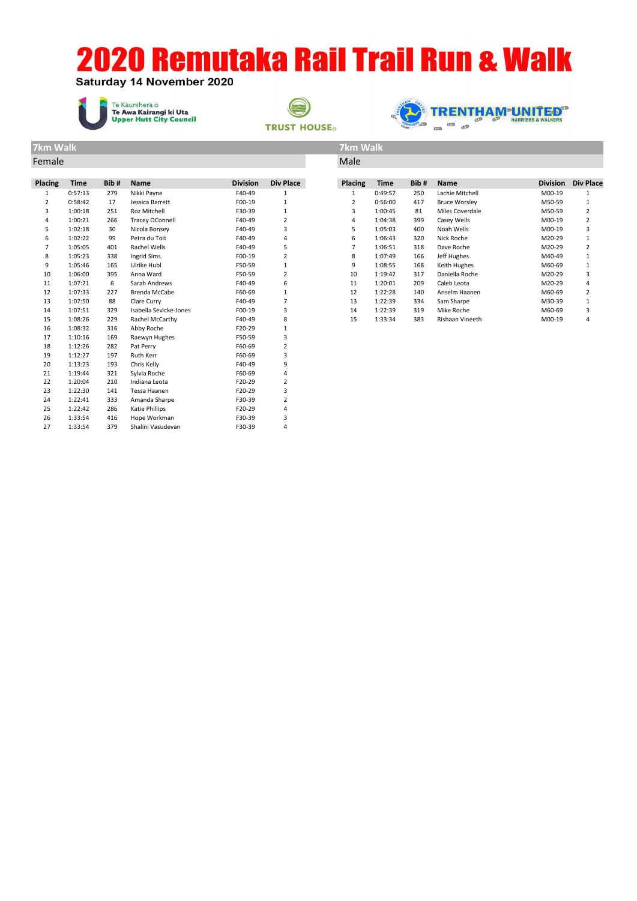# 2020 Remutaka Rail Trail Run & Walk

Saturday 14 November 2020

Te Kaunihera o Te Awa Kairangi ki Uta Upper Hutt City Council

TRUST HOUSE

TRENTHAM UNITED HARRIERS & WALKERS

## 7km Walk

### Female

| Placing | Time | Bib # | Name | Division | Div Place |
|---|---|---|---|---|---|
| 1 | 0:57:13 | 279 | Nikki Payne | F40-49 | 1 |
| 2 | 0:58:42 | 17 | Jessica Barrett | F00-19 | 1 |
| 3 | 1:00:18 | 251 | Roz Mitchell | F30-39 | 1 |
| 4 | 1:00:21 | 266 | Tracey OConnell | F40-49 | 2 |
| 5 | 1:02:18 | 30 | Nicola Bonsey | F40-49 | 3 |
| 6 | 1:02:22 | 99 | Petra du Toit | F40-49 | 4 |
| 7 | 1:05:05 | 401 | Rachel Wells | F40-49 | 5 |
| 8 | 1:05:23 | 338 | Ingrid Sims | F00-19 | 2 |
| 9 | 1:05:46 | 165 | Ulrike Hubl | F50-59 | 1 |
| 10 | 1:06:00 | 395 | Anna Ward | F50-59 | 2 |
| 11 | 1:07:21 | 6 | Sarah Andrews | F40-49 | 6 |
| 12 | 1:07:33 | 227 | Brenda McCabe | F60-69 | 1 |
| 13 | 1:07:50 | 88 | Clare Curry | F40-49 | 7 |
| 14 | 1:07:51 | 329 | Isabella Sevicke-Jones | F00-19 | 3 |
| 15 | 1:08:26 | 229 | Rachel McCarthy | F40-49 | 8 |
| 16 | 1:08:32 | 316 | Abby Roche | F20-29 | 1 |
| 17 | 1:10:16 | 169 | Raewyn Hughes | F50-59 | 3 |
| 18 | 1:12:26 | 282 | Pat Perry | F60-69 | 2 |
| 19 | 1:12:27 | 197 | Ruth Kerr | F60-69 | 3 |
| 20 | 1:13:23 | 193 | Chris Kelly | F40-49 | 9 |
| 21 | 1:19:44 | 321 | Sylvia Roche | F60-69 | 4 |
| 22 | 1:20:04 | 210 | Indiana Leota | F20-29 | 2 |
| 23 | 1:22:30 | 141 | Tessa Haanen | F20-29 | 3 |
| 24 | 1:22:41 | 333 | Amanda Sharpe | F30-39 | 2 |
| 25 | 1:22:42 | 286 | Katie Phillips | F20-29 | 4 |
| 26 | 1:33:54 | 416 | Hope Workman | F30-39 | 3 |
| 27 | 1:33:54 | 379 | Shalini Vasudevan | F30-39 | 4 |

## 7km Walk

### Male

| Placing | Time | Bib # | Name | Division | Div Place |
|---|---|---|---|---|---|
| 1 | 0:49:57 | 250 | Lachie Mitchell | M00-19 | 1 |
| 2 | 0:56:00 | 417 | Bruce Worsley | M50-59 | 1 |
| 3 | 1:00:45 | 81 | Miles Coverdale | M50-59 | 2 |
| 4 | 1:04:38 | 399 | Casey Wells | M00-19 | 2 |
| 5 | 1:05:03 | 400 | Noah Wells | M00-19 | 3 |
| 6 | 1:06:43 | 320 | Nick Roche | M20-29 | 1 |
| 7 | 1:06:51 | 318 | Dave Roche | M20-29 | 2 |
| 8 | 1:07:49 | 166 | Jeff Hughes | M40-49 | 1 |
| 9 | 1:08:55 | 168 | Keith Hughes | M60-69 | 1 |
| 10 | 1:19:42 | 317 | Daniella Roche | M20-29 | 3 |
| 11 | 1:20:01 | 209 | Caleb Leota | M20-29 | 4 |
| 12 | 1:22:28 | 140 | Anselm Haanen | M60-69 | 2 |
| 13 | 1:22:39 | 334 | Sam Sharpe | M30-39 | 1 |
| 14 | 1:22:39 | 319 | Mike Roche | M60-69 | 3 |
| 15 | 1:33:34 | 383 | Rishaan Vineeth | M00-19 | 4 |